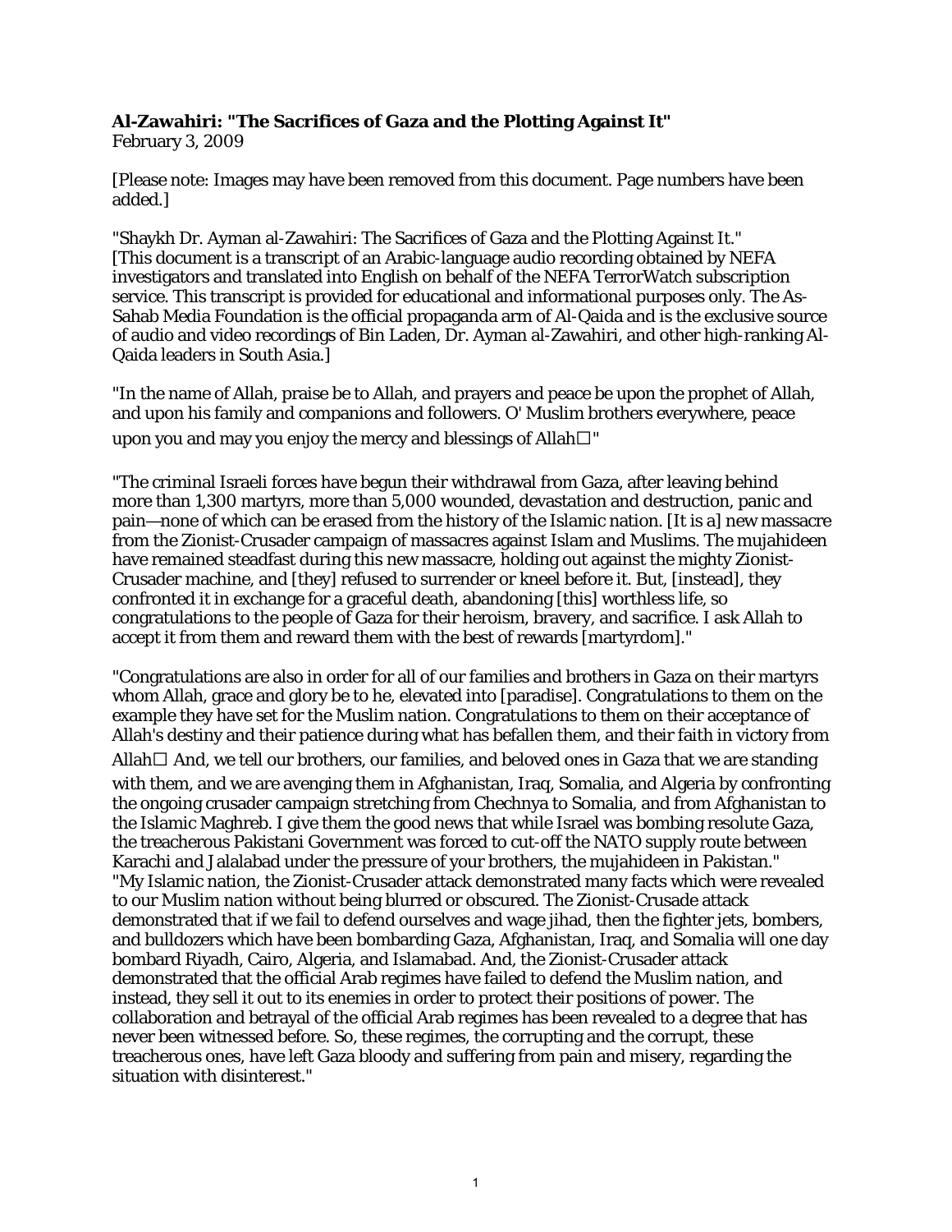**Al-Zawahiri: "The Sacrifices of Gaza and the Plotting Against It"**
February 3, 2009

[Please note: Images may have been removed from this document. Page numbers have been added.]

"Shaykh Dr. Ayman al-Zawahiri: The Sacrifices of Gaza and the Plotting Against It."
[This document is a transcript of an Arabic-language audio recording obtained by NEFA investigators and translated into English on behalf of the NEFA TerrorWatch subscription service. This transcript is provided for educational and informational purposes only. The As-Sahab Media Foundation is the official propaganda arm of Al-Qaida and is the exclusive source of audio and video recordings of Bin Laden, Dr. Ayman al-Zawahiri, and other high-ranking Al-Qaida leaders in South Asia.]

"In the name of Allah, praise be to Allah, and prayers and peace be upon the prophet of Allah, and upon his family and companions and followers. O' Muslim brothers everywhere, peace upon you and may you enjoy the mercy and blessings of Allah□"

"The criminal Israeli forces have begun their withdrawal from Gaza, after leaving behind more than 1,300 martyrs, more than 5,000 wounded, devastation and destruction, panic and pain—none of which can be erased from the history of the Islamic nation. [It is a] new massacre from the Zionist-Crusader campaign of massacres against Islam and Muslims. The mujahideen have remained steadfast during this new massacre, holding out against the mighty Zionist-Crusader machine, and [they] refused to surrender or kneel before it. But, [instead], they confronted it in exchange for a graceful death, abandoning [this] worthless life, so congratulations to the people of Gaza for their heroism, bravery, and sacrifice. I ask Allah to accept it from them and reward them with the best of rewards [martyrdom]."

"Congratulations are also in order for all of our families and brothers in Gaza on their martyrs whom Allah, grace and glory be to he, elevated into [paradise]. Congratulations to them on the example they have set for the Muslim nation. Congratulations to them on their acceptance of Allah's destiny and their patience during what has befallen them, and their faith in victory from Allah□ And, we tell our brothers, our families, and beloved ones in Gaza that we are standing with them, and we are avenging them in Afghanistan, Iraq, Somalia, and Algeria by confronting the ongoing crusader campaign stretching from Chechnya to Somalia, and from Afghanistan to the Islamic Maghreb. I give them the good news that while Israel was bombing resolute Gaza, the treacherous Pakistani Government was forced to cut-off the NATO supply route between Karachi and Jalalabad under the pressure of your brothers, the mujahideen in Pakistan."
"My Islamic nation, the Zionist-Crusader attack demonstrated many facts which were revealed to our Muslim nation without being blurred or obscured. The Zionist-Crusade attack demonstrated that if we fail to defend ourselves and wage jihad, then the fighter jets, bombers, and bulldozers which have been bombarding Gaza, Afghanistan, Iraq, and Somalia will one day bombard Riyadh, Cairo, Algeria, and Islamabad. And, the Zionist-Crusader attack demonstrated that the official Arab regimes have failed to defend the Muslim nation, and instead, they sell it out to its enemies in order to protect their positions of power. The collaboration and betrayal of the official Arab regimes has been revealed to a degree that has never been witnessed before. So, these regimes, the corrupting and the corrupt, these treacherous ones, have left Gaza bloody and suffering from pain and misery, regarding the situation with disinterest."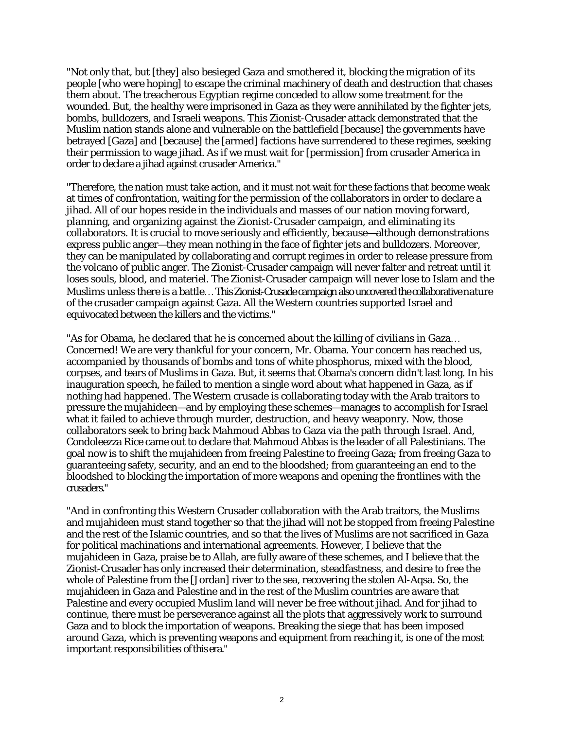"Not only that, but [they] also besieged Gaza and smothered it, blocking the migration of its people [who were hoping] to escape the criminal machinery of death and destruction that chases them about. The treacherous Egyptian regime conceded to allow some treatment for the wounded. But, the healthy were imprisoned in Gaza as they were annihilated by the fighter jets, bombs, bulldozers, and Israeli weapons. This Zionist-Crusader attack demonstrated that the Muslim nation stands alone and vulnerable on the battlefield [because] the governments have betrayed [Gaza] and [because] the [armed] factions have surrendered to these regimes, seeking their permission to wage jihad. As if we must wait for [permission] from crusader America in order to declare a jihad against crusader America."

"Therefore, the nation must take action, and it must not wait for these factions that become weak at times of confrontation, waiting for the permission of the collaborators in order to declare a jihad. All of our hopes reside in the individuals and masses of our nation moving forward, planning, and organizing against the Zionist-Crusader campaign, and eliminating its collaborators. It is crucial to move seriously and efficiently, because—although demonstrations express public anger—they mean nothing in the face of fighter jets and bulldozers. Moreover, they can be manipulated by collaborating and corrupt regimes in order to release pressure from the volcano of public anger. The Zionist-Crusader campaign will never falter and retreat until it loses souls, blood, and materiel. The Zionist-Crusader campaign will never lose to Islam and the Muslims unless there is a battle… This Zionist-Crusade campaign also uncovered the collaborative nature of the crusader campaign against Gaza. All the Western countries supported Israel and equivocated between the killers and the victims."

"As for Obama, he declared that he is concerned about the killing of civilians in Gaza… Concerned! We are very thankful for your concern, Mr. Obama. Your concern has reached us, accompanied by thousands of bombs and tons of white phosphorus, mixed with the blood, corpses, and tears of Muslims in Gaza. But, it seems that Obama's concern didn't last long. In his inauguration speech, he failed to mention a single word about what happened in Gaza, as if nothing had happened. The Western crusade is collaborating today with the Arab traitors to pressure the mujahideen—and by employing these schemes—manages to accomplish for Israel what it failed to achieve through murder, destruction, and heavy weaponry. Now, those collaborators seek to bring back Mahmoud Abbas to Gaza via the path through Israel. And, Condoleezza Rice came out to declare that Mahmoud Abbas is the leader of all Palestinians. The goal now is to shift the mujahideen from freeing Palestine to freeing Gaza; from freeing Gaza to guaranteeing safety, security, and an end to the bloodshed; from guaranteeing an end to the bloodshed to blocking the importation of more weapons and opening the frontlines with the crusaders."

"And in confronting this Western Crusader collaboration with the Arab traitors, the Muslims and mujahideen must stand together so that the jihad will not be stopped from freeing Palestine and the rest of the Islamic countries, and so that the lives of Muslims are not sacrificed in Gaza for political machinations and international agreements. However, I believe that the mujahideen in Gaza, praise be to Allah, are fully aware of these schemes, and I believe that the Zionist-Crusader has only increased their determination, steadfastness, and desire to free the whole of Palestine from the [Jordan] river to the sea, recovering the stolen Al-Aqsa. So, the mujahideen in Gaza and Palestine and in the rest of the Muslim countries are aware that Palestine and every occupied Muslim land will never be free without jihad. And for jihad to continue, there must be perseverance against all the plots that aggressively work to surround Gaza and to block the importation of weapons. Breaking the siege that has been imposed around Gaza, which is preventing weapons and equipment from reaching it, is one of the most important responsibilities of this era."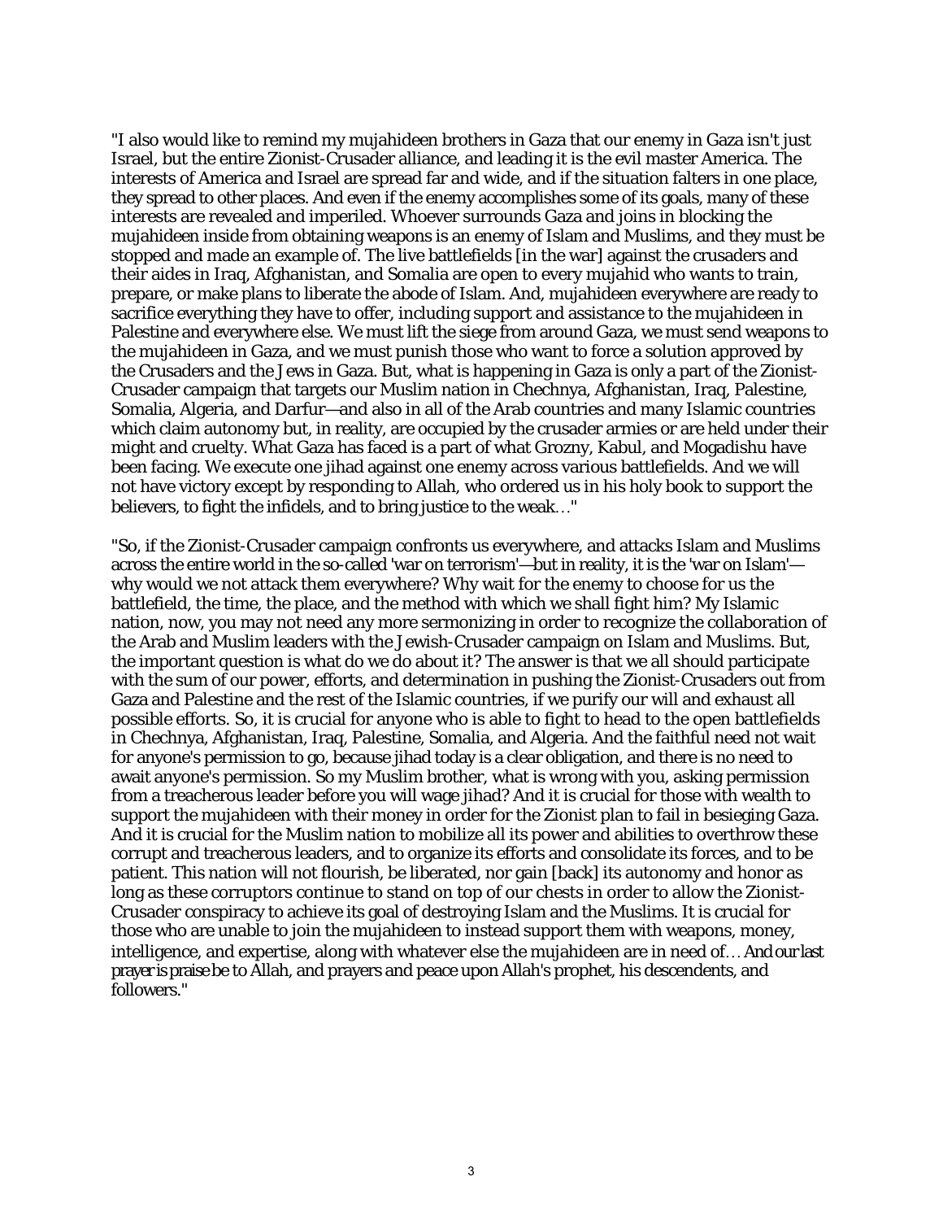"I also would like to remind my mujahideen brothers in Gaza that our enemy in Gaza isn't just Israel, but the entire Zionist-Crusader alliance, and leading it is the evil master America. The interests of America and Israel are spread far and wide, and if the situation falters in one place, they spread to other places. And even if the enemy accomplishes some of its goals, many of these interests are revealed and imperiled. Whoever surrounds Gaza and joins in blocking the mujahideen inside from obtaining weapons is an enemy of Islam and Muslims, and they must be stopped and made an example of. The live battlefields [in the war] against the crusaders and their aides in Iraq, Afghanistan, and Somalia are open to every mujahid who wants to train, prepare, or make plans to liberate the abode of Islam. And, mujahideen everywhere are ready to sacrifice everything they have to offer, including support and assistance to the mujahideen in Palestine and everywhere else. We must lift the siege from around Gaza, we must send weapons to the mujahideen in Gaza, and we must punish those who want to force a solution approved by the Crusaders and the Jews in Gaza. But, what is happening in Gaza is only a part of the Zionist-Crusader campaign that targets our Muslim nation in Chechnya, Afghanistan, Iraq, Palestine, Somalia, Algeria, and Darfur—and also in all of the Arab countries and many Islamic countries which claim autonomy but, in reality, are occupied by the crusader armies or are held under their might and cruelty. What Gaza has faced is a part of what Grozny, Kabul, and Mogadishu have been facing. We execute one jihad against one enemy across various battlefields. And we will not have victory except by responding to Allah, who ordered us in his holy book to support the believers, to fight the infidels, and to bring justice to the weak…"

"So, if the Zionist-Crusader campaign confronts us everywhere, and attacks Islam and Muslims across the entire world in the so-called 'war on terrorism'—but in reality, it is the 'war on Islam'—why would we not attack them everywhere? Why wait for the enemy to choose for us the battlefield, the time, the place, and the method with which we shall fight him? My Islamic nation, now, you may not need any more sermonizing in order to recognize the collaboration of the Arab and Muslim leaders with the Jewish-Crusader campaign on Islam and Muslims. But, the important question is what do we do about it? The answer is that we all should participate with the sum of our power, efforts, and determination in pushing the Zionist-Crusaders out from Gaza and Palestine and the rest of the Islamic countries, if we purify our will and exhaust all possible efforts. So, it is crucial for anyone who is able to fight to head to the open battlefields in Chechnya, Afghanistan, Iraq, Palestine, Somalia, and Algeria. And the faithful need not wait for anyone's permission to go, because jihad today is a clear obligation, and there is no need to await anyone's permission. So my Muslim brother, what is wrong with you, asking permission from a treacherous leader before you will wage jihad? And it is crucial for those with wealth to support the mujahideen with their money in order for the Zionist plan to fail in besieging Gaza. And it is crucial for the Muslim nation to mobilize all its power and abilities to overthrow these corrupt and treacherous leaders, and to organize its efforts and consolidate its forces, and to be patient. This nation will not flourish, be liberated, nor gain [back] its autonomy and honor as long as these corruptors continue to stand on top of our chests in order to allow the Zionist-Crusader conspiracy to achieve its goal of destroying Islam and the Muslims. It is crucial for those who are unable to join the mujahideen to instead support them with weapons, money, intelligence, and expertise, along with whatever else the mujahideen are in need of… And our last prayer is praise be to Allah, and prayers and peace upon Allah's prophet, his descendents, and followers."